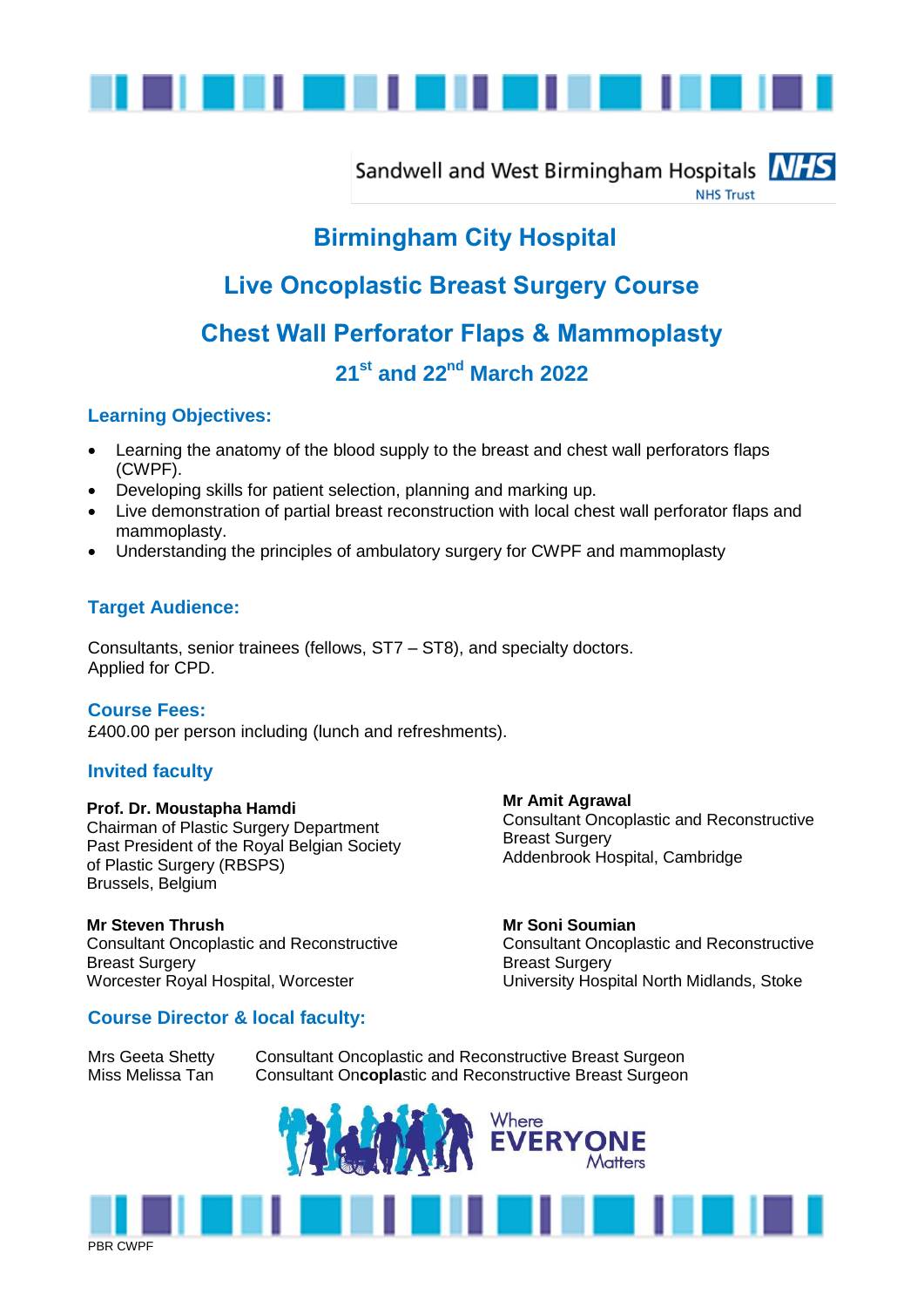Sandwell and West Birmingham Hospitals NHS Trust

# Birmingham City Hospital

## Live Oncoplastic Breast Surgery Course

## Chest Wall Perforator Flaps & Mammoplasty

### 21st and 22nd March 2022

### Learning Objectives:

- Learning the anatomy of the blood supply to the breast and chest wall perforators flaps (CWPF).
- Developing skills for patient selection, planning and marking up.
- Live demonstration of partial breast reconstruction with local chest wall perforator flaps and mammoplasty.
- Understanding the principles of ambulatory surgery for CWPF and mammoplasty

### Target Audience:

Consultants, senior trainees (fellows, ST7 – ST8), and specialty doctors.
Applied for CPD.

### Course Fees:

£400.00 per person including (lunch and refreshments).

### Invited faculty

**Prof. Dr. Moustapha Hamdi**
Chairman of Plastic Surgery Department
Past President of the Royal Belgian Society of Plastic Surgery (RBSPS)
Brussels, Belgium

**Mr Amit Agrawal**
Consultant Oncoplastic and Reconstructive Breast Surgery
Addenbrook Hospital, Cambridge

**Mr Steven Thrush**
Consultant Oncoplastic and Reconstructive Breast Surgery
Worcester Royal Hospital, Worcester

**Mr Soni Soumian**
Consultant Oncoplastic and Reconstructive Breast Surgery
University Hospital North Midlands, Stoke

### Course Director & local faculty:

| | |
|---|---|
| Mrs Geeta Shetty | Consultant Oncoplastic and Reconstructive Breast Surgeon |
| Miss Melissa Tan | Consultant Oncoplastic and Reconstructive Breast Surgeon |

Where EVERYONE Matters

PBR CWPF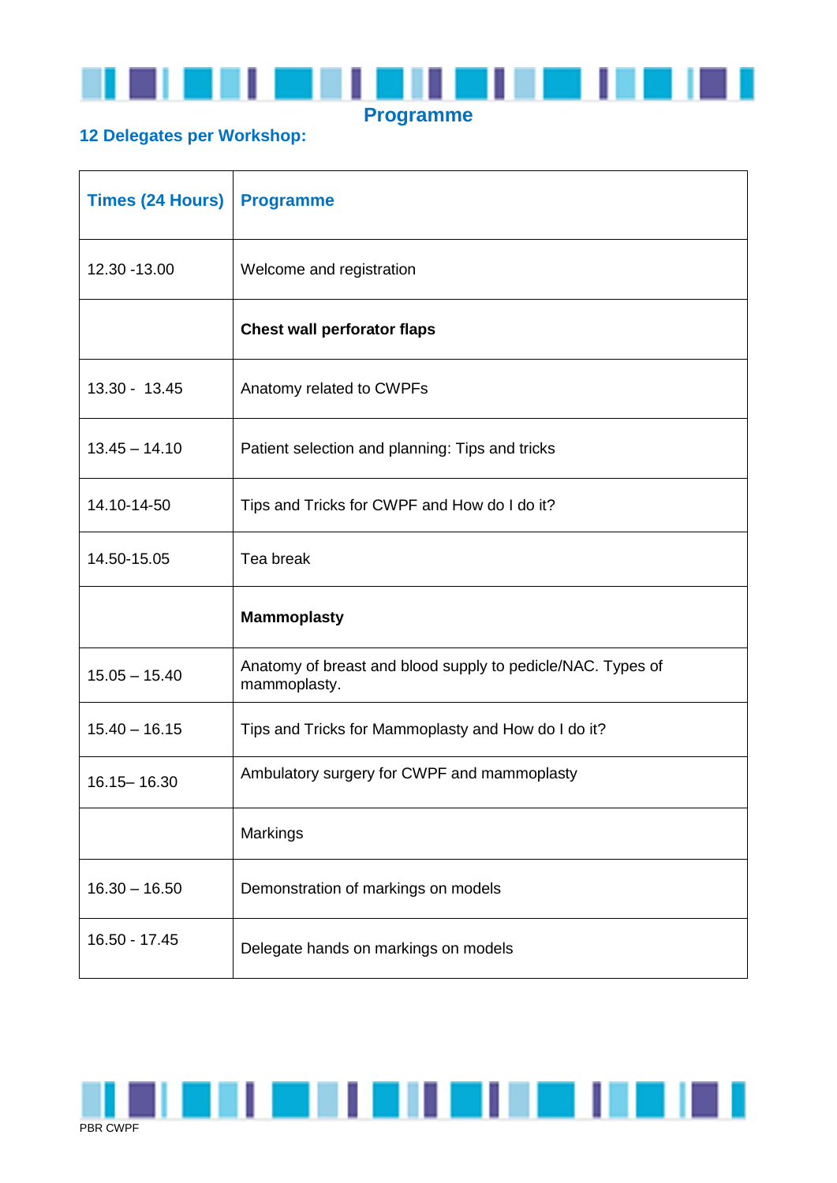## Programme

### 12 Delegates per Workshop:

| Times (24 Hours) | Programme |
|---|---|
| 12.30 -13.00 | Welcome and registration |
| | **Chest wall perforator flaps** |
| 13.30 - 13.45 | Anatomy related to CWPFs |
| 13.45 – 14.10 | Patient selection and planning: Tips and tricks |
| 14.10-14-50 | Tips and Tricks for CWPF and How do I do it? |
| 14.50-15.05 | Tea break |
| | **Mammoplasty** |
| 15.05 – 15.40 | Anatomy of breast and blood supply to pedicle/NAC. Types of mammoplasty. |
| 15.40 – 16.15 | Tips and Tricks for Mammoplasty and How do I do it? |
| 16.15– 16.30 | Ambulatory surgery for CWPF and mammoplasty |
| | Markings |
| 16.30 – 16.50 | Demonstration of markings on models |
| 16.50 - 17.45 | Delegate hands on markings on models |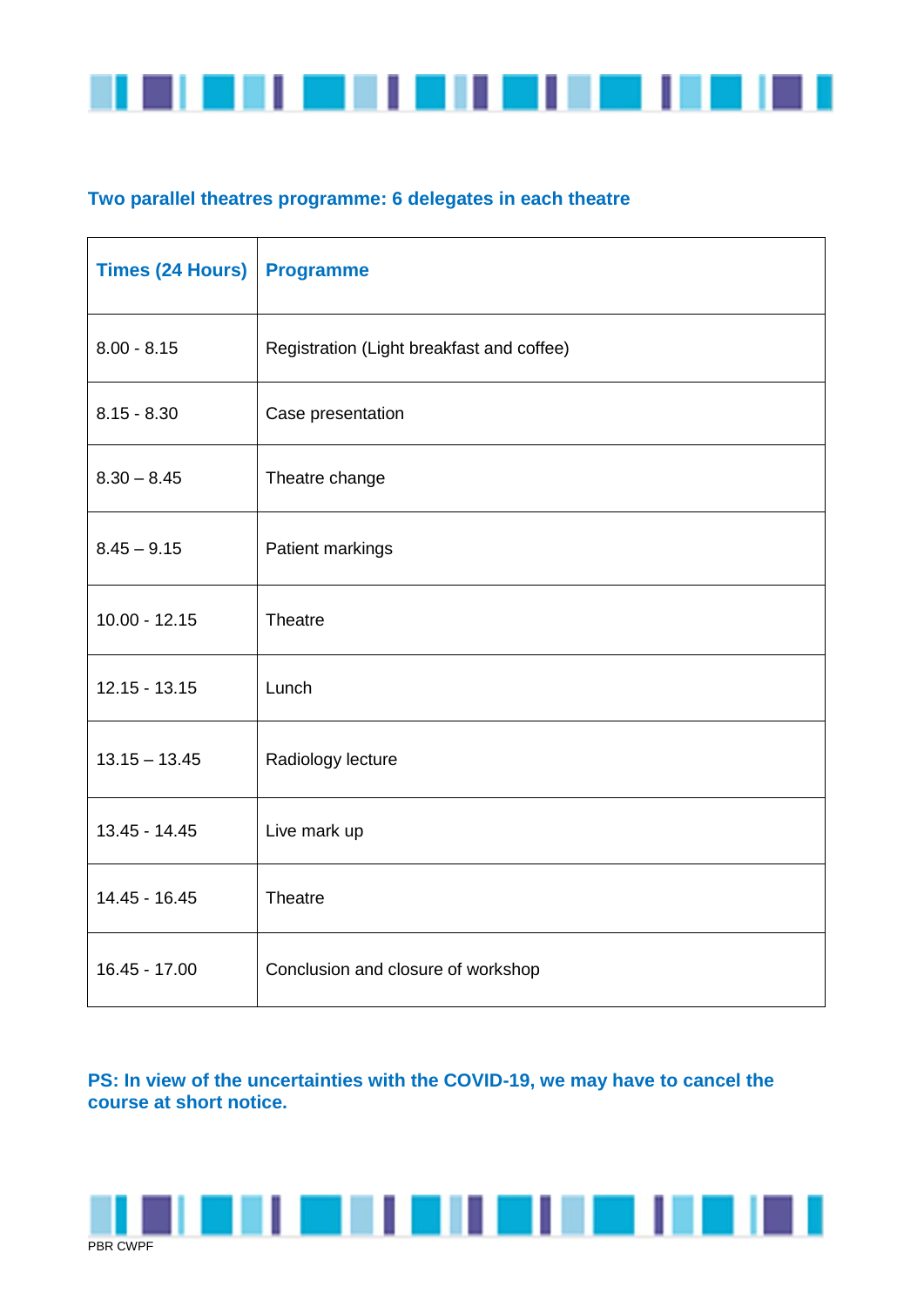## Two parallel theatres programme: 6 delegates in each theatre

| Times (24 Hours) | Programme |
|---|---|
| 8.00 - 8.15 | Registration (Light breakfast and coffee) |
| 8.15 - 8.30 | Case presentation |
| 8.30 – 8.45 | Theatre change |
| 8.45 – 9.15 | Patient markings |
| 10.00 - 12.15 | Theatre |
| 12.15 - 13.15 | Lunch |
| 13.15 – 13.45 | Radiology lecture |
| 13.45 - 14.45 | Live mark up |
| 14.45 - 16.45 | Theatre |
| 16.45 - 17.00 | Conclusion and closure of workshop |

**PS: In view of the uncertainties with the COVID-19, we may have to cancel the course at short notice.**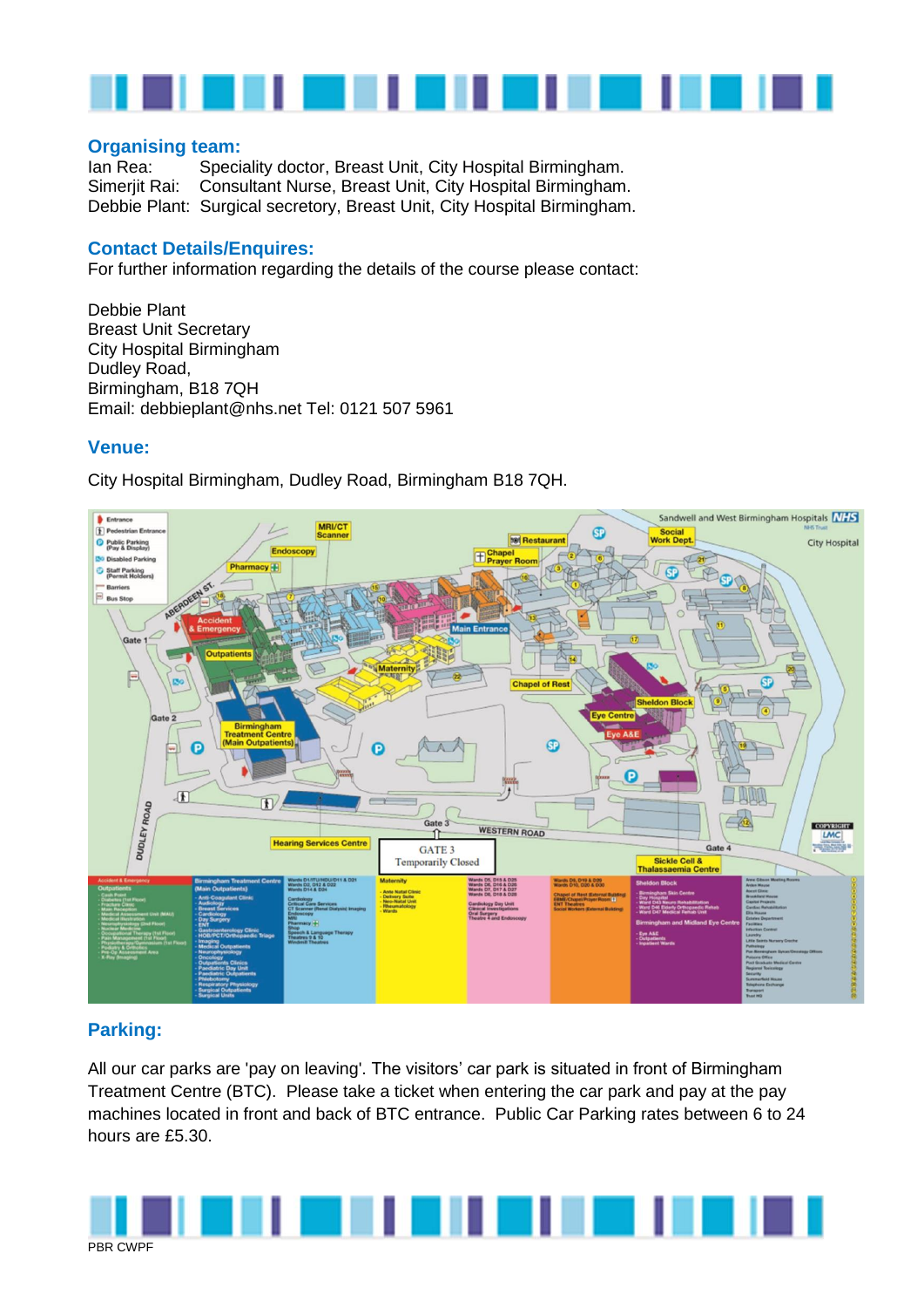## Organising team:

Ian Rea: Speciality doctor, Breast Unit, City Hospital Birmingham.
Simerjit Rai: Consultant Nurse, Breast Unit, City Hospital Birmingham.
Debbie Plant: Surgical secretory, Breast Unit, City Hospital Birmingham.

## Contact Details/Enquires:

For further information regarding the details of the course please contact:

Debbie Plant
Breast Unit Secretary
City Hospital Birmingham
Dudley Road,
Birmingham, B18 7QH
Email: debbieplant@nhs.net Tel: 0121 507 5961

## Venue:

City Hospital Birmingham, Dudley Road, Birmingham B18 7QH.

## Parking:

All our car parks are 'pay on leaving'. The visitors' car park is situated in front of Birmingham Treatment Centre (BTC). Please take a ticket when entering the car park and pay at the pay machines located in front and back of BTC entrance. Public Car Parking rates between 6 to 24 hours are £5.30.

PBR CWPF